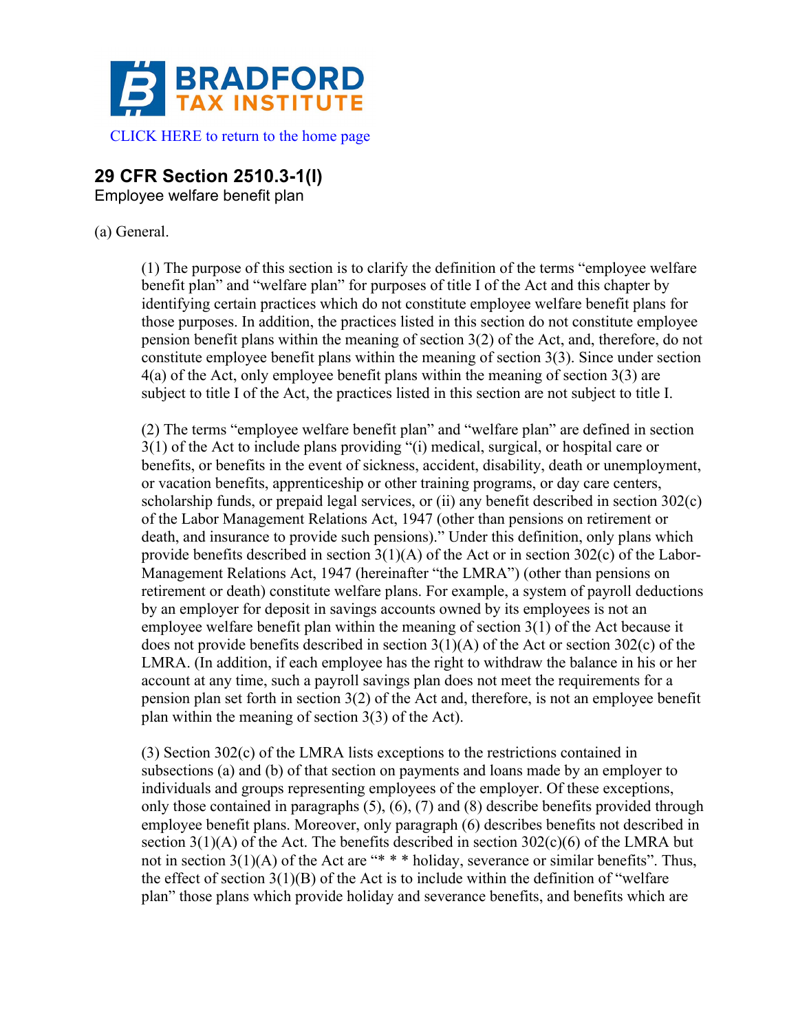**BRADFORD TAX INSTITUTE**

CLICK HERE to return to the home page

## 29 CFR Section 2510.3-1(l)

Employee welfare benefit plan

(a) General.

> (1) The purpose of this section is to clarify the definition of the terms "employee welfare benefit plan" and "welfare plan" for purposes of title I of the Act and this chapter by identifying certain practices which do not constitute employee welfare benefit plans for those purposes. In addition, the practices listed in this section do not constitute employee pension benefit plans within the meaning of section 3(2) of the Act, and, therefore, do not constitute employee benefit plans within the meaning of section 3(3). Since under section 4(a) of the Act, only employee benefit plans within the meaning of section 3(3) are subject to title I of the Act, the practices listed in this section are not subject to title I.
>
> (2) The terms "employee welfare benefit plan" and "welfare plan" are defined in section 3(1) of the Act to include plans providing "(i) medical, surgical, or hospital care or benefits, or benefits in the event of sickness, accident, disability, death or unemployment, or vacation benefits, apprenticeship or other training programs, or day care centers, scholarship funds, or prepaid legal services, or (ii) any benefit described in section 302(c) of the Labor Management Relations Act, 1947 (other than pensions on retirement or death, and insurance to provide such pensions)." Under this definition, only plans which provide benefits described in section 3(1)(A) of the Act or in section 302(c) of the Labor-Management Relations Act, 1947 (hereinafter "the LMRA") (other than pensions on retirement or death) constitute welfare plans. For example, a system of payroll deductions by an employer for deposit in savings accounts owned by its employees is not an employee welfare benefit plan within the meaning of section 3(1) of the Act because it does not provide benefits described in section 3(1)(A) of the Act or section 302(c) of the LMRA. (In addition, if each employee has the right to withdraw the balance in his or her account at any time, such a payroll savings plan does not meet the requirements for a pension plan set forth in section 3(2) of the Act and, therefore, is not an employee benefit plan within the meaning of section 3(3) of the Act).
>
> (3) Section 302(c) of the LMRA lists exceptions to the restrictions contained in subsections (a) and (b) of that section on payments and loans made by an employer to individuals and groups representing employees of the employer. Of these exceptions, only those contained in paragraphs (5), (6), (7) and (8) describe benefits provided through employee benefit plans. Moreover, only paragraph (6) describes benefits not described in section 3(1)(A) of the Act. The benefits described in section 302(c)(6) of the LMRA but not in section 3(1)(A) of the Act are "* * * holiday, severance or similar benefits". Thus, the effect of section 3(1)(B) of the Act is to include within the definition of "welfare plan" those plans which provide holiday and severance benefits, and benefits which are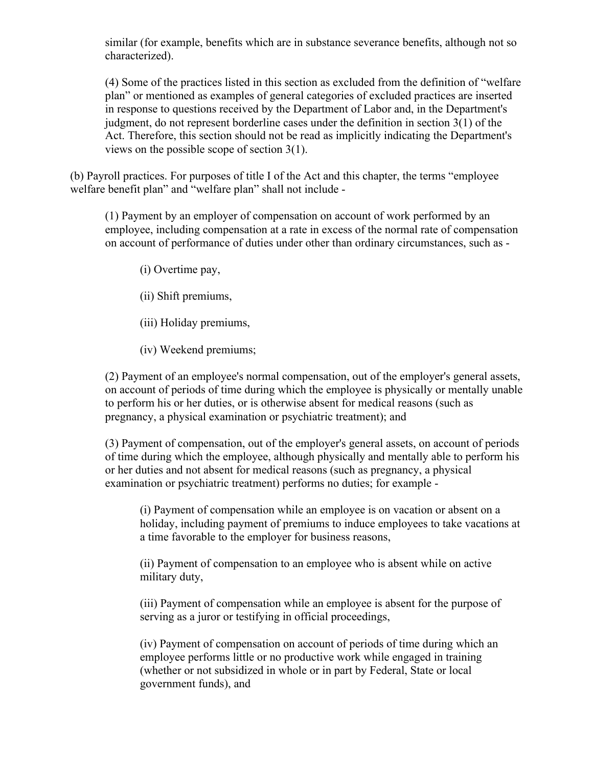similar (for example, benefits which are in substance severance benefits, although not so characterized).

(4) Some of the practices listed in this section as excluded from the definition of "welfare plan" or mentioned as examples of general categories of excluded practices are inserted in response to questions received by the Department of Labor and, in the Department's judgment, do not represent borderline cases under the definition in section 3(1) of the Act. Therefore, this section should not be read as implicitly indicating the Department's views on the possible scope of section 3(1).

(b) Payroll practices. For purposes of title I of the Act and this chapter, the terms "employee welfare benefit plan" and "welfare plan" shall not include -

(1) Payment by an employer of compensation on account of work performed by an employee, including compensation at a rate in excess of the normal rate of compensation on account of performance of duties under other than ordinary circumstances, such as -

(i) Overtime pay,

(ii) Shift premiums,

(iii) Holiday premiums,

(iv) Weekend premiums;

(2) Payment of an employee's normal compensation, out of the employer's general assets, on account of periods of time during which the employee is physically or mentally unable to perform his or her duties, or is otherwise absent for medical reasons (such as pregnancy, a physical examination or psychiatric treatment); and

(3) Payment of compensation, out of the employer's general assets, on account of periods of time during which the employee, although physically and mentally able to perform his or her duties and not absent for medical reasons (such as pregnancy, a physical examination or psychiatric treatment) performs no duties; for example -

(i) Payment of compensation while an employee is on vacation or absent on a holiday, including payment of premiums to induce employees to take vacations at a time favorable to the employer for business reasons,

(ii) Payment of compensation to an employee who is absent while on active military duty,

(iii) Payment of compensation while an employee is absent for the purpose of serving as a juror or testifying in official proceedings,

(iv) Payment of compensation on account of periods of time during which an employee performs little or no productive work while engaged in training (whether or not subsidized in whole or in part by Federal, State or local government funds), and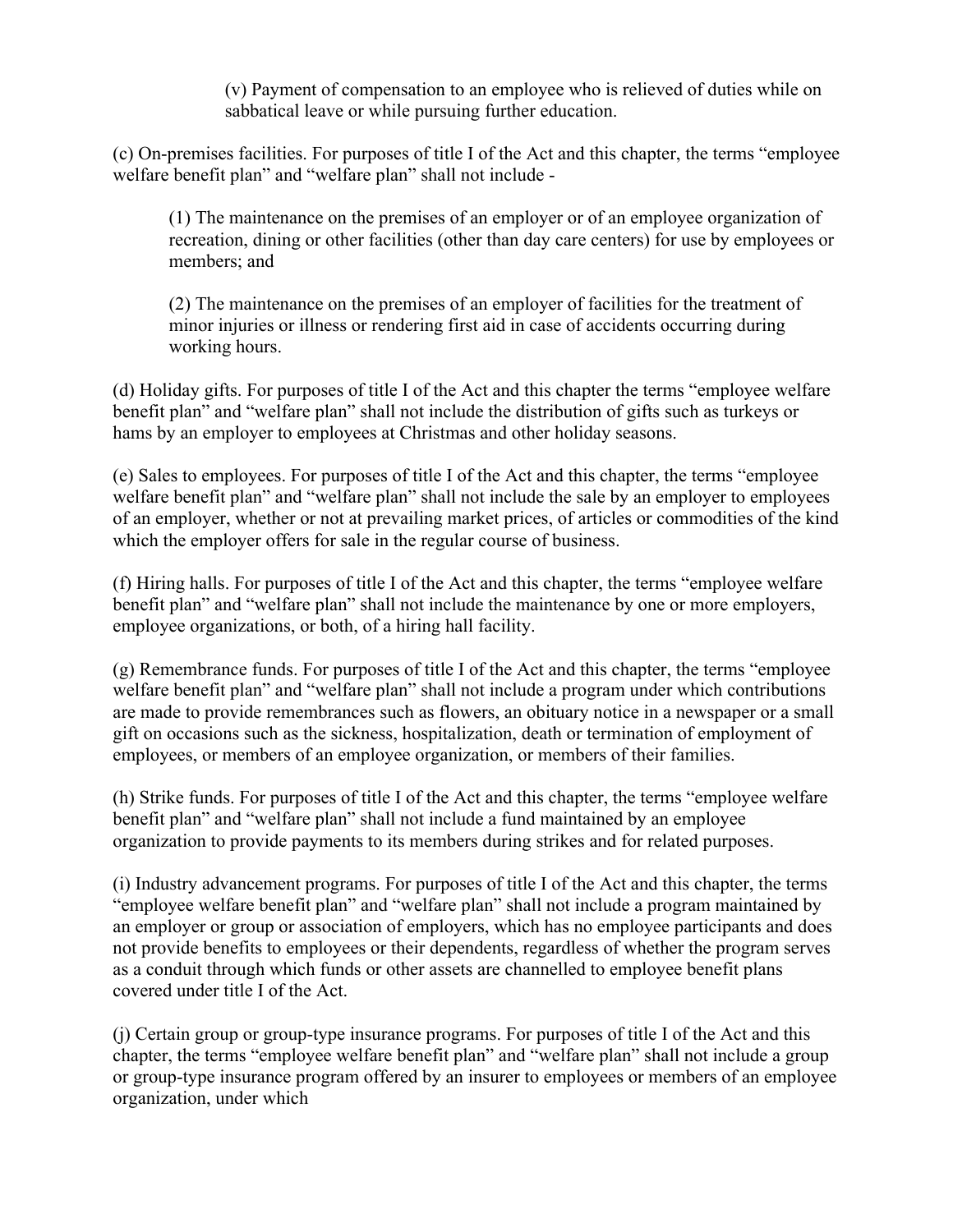(v) Payment of compensation to an employee who is relieved of duties while on sabbatical leave or while pursuing further education.

(c) On-premises facilities. For purposes of title I of the Act and this chapter, the terms "employee welfare benefit plan" and "welfare plan" shall not include -

(1) The maintenance on the premises of an employer or of an employee organization of recreation, dining or other facilities (other than day care centers) for use by employees or members; and

(2) The maintenance on the premises of an employer of facilities for the treatment of minor injuries or illness or rendering first aid in case of accidents occurring during working hours.

(d) Holiday gifts. For purposes of title I of the Act and this chapter the terms "employee welfare benefit plan" and "welfare plan" shall not include the distribution of gifts such as turkeys or hams by an employer to employees at Christmas and other holiday seasons.

(e) Sales to employees. For purposes of title I of the Act and this chapter, the terms "employee welfare benefit plan" and "welfare plan" shall not include the sale by an employer to employees of an employer, whether or not at prevailing market prices, of articles or commodities of the kind which the employer offers for sale in the regular course of business.

(f) Hiring halls. For purposes of title I of the Act and this chapter, the terms "employee welfare benefit plan" and "welfare plan" shall not include the maintenance by one or more employers, employee organizations, or both, of a hiring hall facility.

(g) Remembrance funds. For purposes of title I of the Act and this chapter, the terms "employee welfare benefit plan" and "welfare plan" shall not include a program under which contributions are made to provide remembrances such as flowers, an obituary notice in a newspaper or a small gift on occasions such as the sickness, hospitalization, death or termination of employment of employees, or members of an employee organization, or members of their families.

(h) Strike funds. For purposes of title I of the Act and this chapter, the terms "employee welfare benefit plan" and "welfare plan" shall not include a fund maintained by an employee organization to provide payments to its members during strikes and for related purposes.

(i) Industry advancement programs. For purposes of title I of the Act and this chapter, the terms "employee welfare benefit plan" and "welfare plan" shall not include a program maintained by an employer or group or association of employers, which has no employee participants and does not provide benefits to employees or their dependents, regardless of whether the program serves as a conduit through which funds or other assets are channelled to employee benefit plans covered under title I of the Act.

(j) Certain group or group-type insurance programs. For purposes of title I of the Act and this chapter, the terms "employee welfare benefit plan" and "welfare plan" shall not include a group or group-type insurance program offered by an insurer to employees or members of an employee organization, under which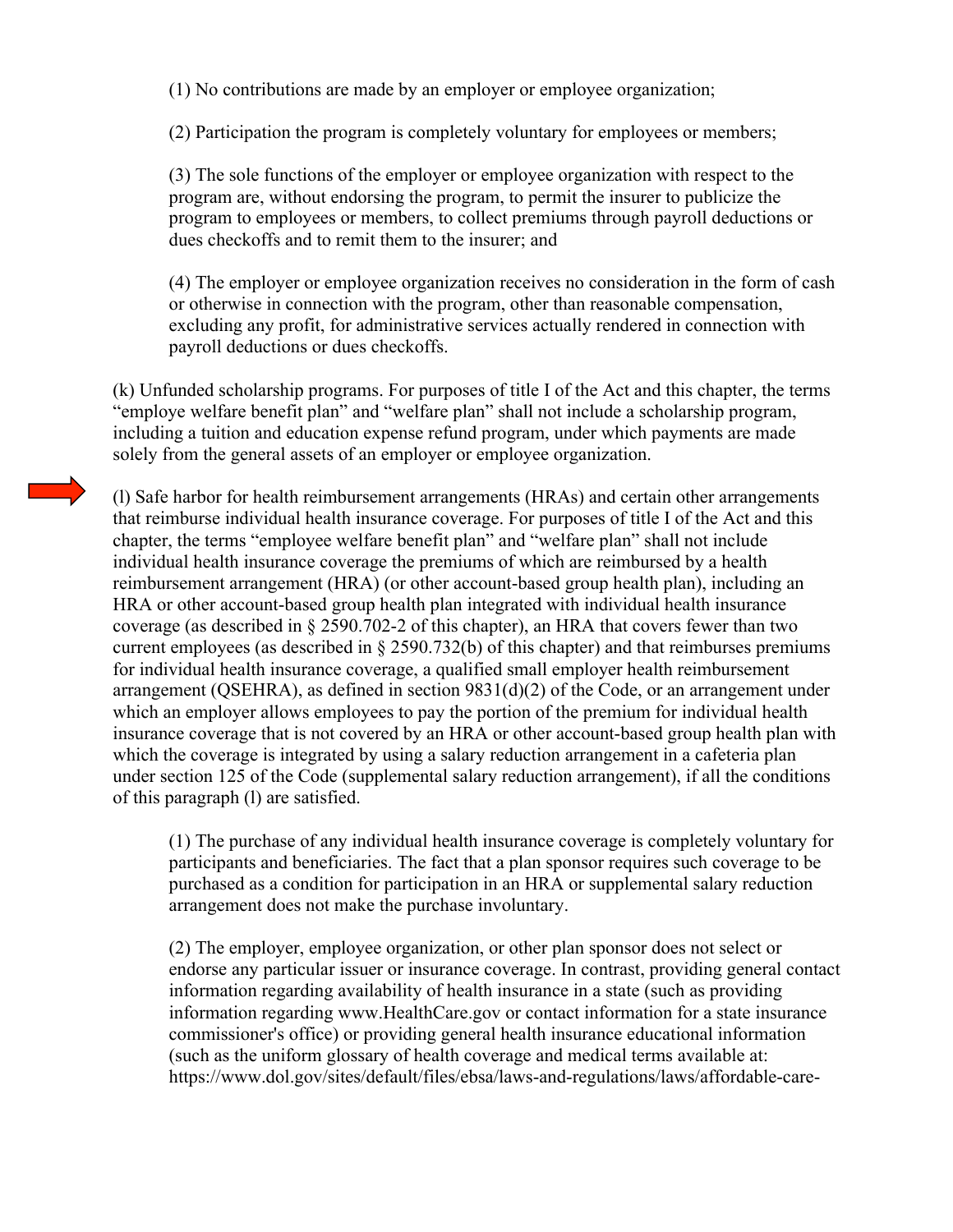(1) No contributions are made by an employer or employee organization;

(2) Participation the program is completely voluntary for employees or members;

(3) The sole functions of the employer or employee organization with respect to the program are, without endorsing the program, to permit the insurer to publicize the program to employees or members, to collect premiums through payroll deductions or dues checkoffs and to remit them to the insurer; and

(4) The employer or employee organization receives no consideration in the form of cash or otherwise in connection with the program, other than reasonable compensation, excluding any profit, for administrative services actually rendered in connection with payroll deductions or dues checkoffs.

(k) Unfunded scholarship programs. For purposes of title I of the Act and this chapter, the terms "employe welfare benefit plan" and "welfare plan" shall not include a scholarship program, including a tuition and education expense refund program, under which payments are made solely from the general assets of an employer or employee organization.

(l) Safe harbor for health reimbursement arrangements (HRAs) and certain other arrangements that reimburse individual health insurance coverage. For purposes of title I of the Act and this chapter, the terms "employee welfare benefit plan" and "welfare plan" shall not include individual health insurance coverage the premiums of which are reimbursed by a health reimbursement arrangement (HRA) (or other account-based group health plan), including an HRA or other account-based group health plan integrated with individual health insurance coverage (as described in § 2590.702-2 of this chapter), an HRA that covers fewer than two current employees (as described in § 2590.732(b) of this chapter) and that reimburses premiums for individual health insurance coverage, a qualified small employer health reimbursement arrangement (QSEHRA), as defined in section 9831(d)(2) of the Code, or an arrangement under which an employer allows employees to pay the portion of the premium for individual health insurance coverage that is not covered by an HRA or other account-based group health plan with which the coverage is integrated by using a salary reduction arrangement in a cafeteria plan under section 125 of the Code (supplemental salary reduction arrangement), if all the conditions of this paragraph (l) are satisfied.

(1) The purchase of any individual health insurance coverage is completely voluntary for participants and beneficiaries. The fact that a plan sponsor requires such coverage to be purchased as a condition for participation in an HRA or supplemental salary reduction arrangement does not make the purchase involuntary.

(2) The employer, employee organization, or other plan sponsor does not select or endorse any particular issuer or insurance coverage. In contrast, providing general contact information regarding availability of health insurance in a state (such as providing information regarding www.HealthCare.gov or contact information for a state insurance commissioner's office) or providing general health insurance educational information (such as the uniform glossary of health coverage and medical terms available at: https://www.dol.gov/sites/default/files/ebsa/laws-and-regulations/laws/affordable-care-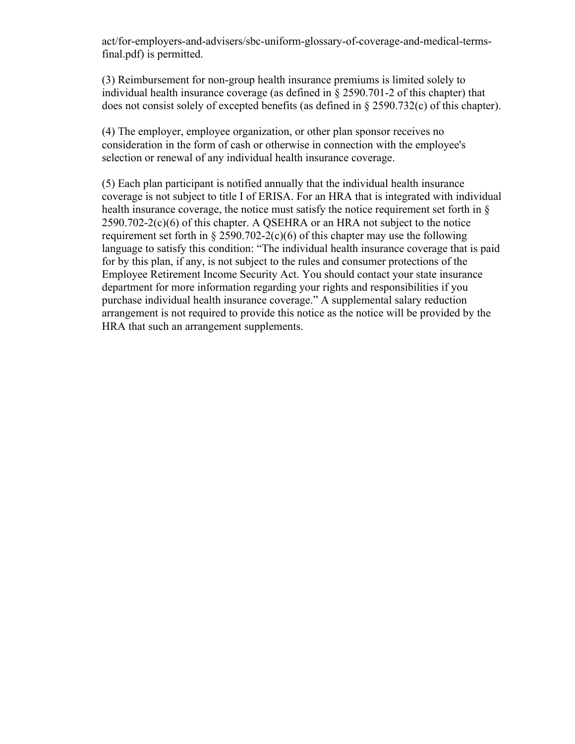act/for-employers-and-advisers/sbc-uniform-glossary-of-coverage-and-medical-terms-final.pdf) is permitted.

(3) Reimbursement for non-group health insurance premiums is limited solely to individual health insurance coverage (as defined in § 2590.701-2 of this chapter) that does not consist solely of excepted benefits (as defined in § 2590.732(c) of this chapter).

(4) The employer, employee organization, or other plan sponsor receives no consideration in the form of cash or otherwise in connection with the employee's selection or renewal of any individual health insurance coverage.

(5) Each plan participant is notified annually that the individual health insurance coverage is not subject to title I of ERISA. For an HRA that is integrated with individual health insurance coverage, the notice must satisfy the notice requirement set forth in § 2590.702-2(c)(6) of this chapter. A QSEHRA or an HRA not subject to the notice requirement set forth in § 2590.702-2(c)(6) of this chapter may use the following language to satisfy this condition: "The individual health insurance coverage that is paid for by this plan, if any, is not subject to the rules and consumer protections of the Employee Retirement Income Security Act. You should contact your state insurance department for more information regarding your rights and responsibilities if you purchase individual health insurance coverage." A supplemental salary reduction arrangement is not required to provide this notice as the notice will be provided by the HRA that such an arrangement supplements.